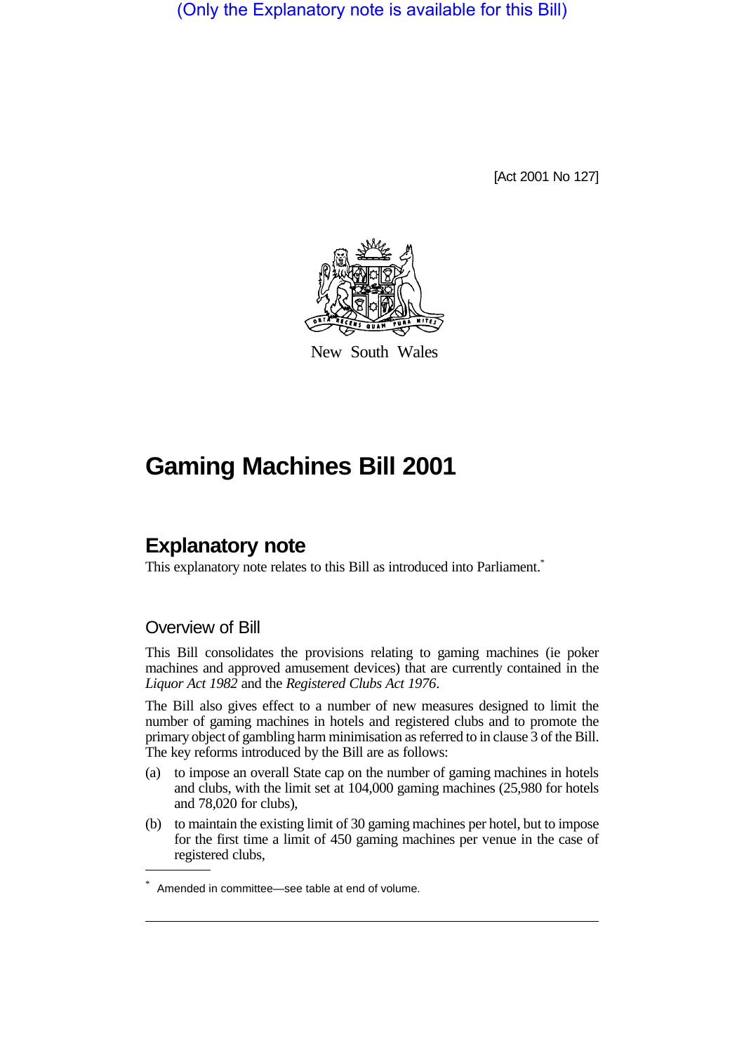(Only the Explanatory note is available for this Bill)

[Act 2001 No 127]

New South Wales

# Gaming Machines Bill 2001

## Explanatory note

This explanatory note relates to this Bill as introduced into Parliament.*

### Overview of Bill

This Bill consolidates the provisions relating to gaming machines (ie poker machines and approved amusement devices) that are currently contained in the *Liquor Act 1982* and the *Registered Clubs Act 1976*.

The Bill also gives effect to a number of new measures designed to limit the number of gaming machines in hotels and registered clubs and to promote the primary object of gambling harm minimisation as referred to in clause 3 of the Bill. The key reforms introduced by the Bill are as follows:

(a) to impose an overall State cap on the number of gaming machines in hotels and clubs, with the limit set at 104,000 gaming machines (25,980 for hotels and 78,020 for clubs),

(b) to maintain the existing limit of 30 gaming machines per hotel, but to impose for the first time a limit of 450 gaming machines per venue in the case of registered clubs,

* Amended in committee—see table at end of volume.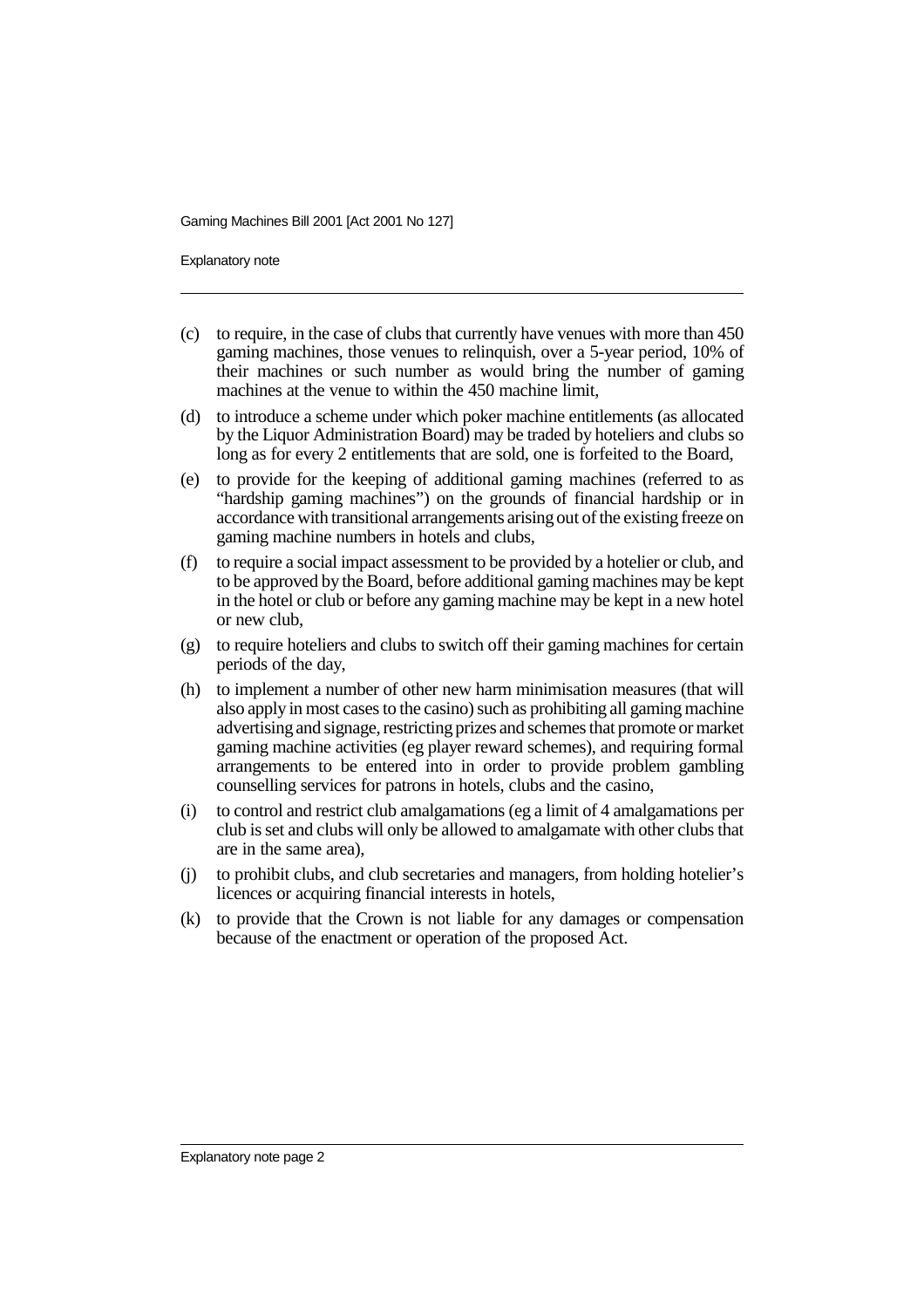(c) to require, in the case of clubs that currently have venues with more than 450 gaming machines, those venues to relinquish, over a 5-year period, 10% of their machines or such number as would bring the number of gaming machines at the venue to within the 450 machine limit,

(d) to introduce a scheme under which poker machine entitlements (as allocated by the Liquor Administration Board) may be traded by hoteliers and clubs so long as for every 2 entitlements that are sold, one is forfeited to the Board,

(e) to provide for the keeping of additional gaming machines (referred to as "hardship gaming machines") on the grounds of financial hardship or in accordance with transitional arrangements arising out of the existing freeze on gaming machine numbers in hotels and clubs,

(f) to require a social impact assessment to be provided by a hotelier or club, and to be approved by the Board, before additional gaming machines may be kept in the hotel or club or before any gaming machine may be kept in a new hotel or new club,

(g) to require hoteliers and clubs to switch off their gaming machines for certain periods of the day,

(h) to implement a number of other new harm minimisation measures (that will also apply in most cases to the casino) such as prohibiting all gaming machine advertising and signage, restricting prizes and schemes that promote or market gaming machine activities (eg player reward schemes), and requiring formal arrangements to be entered into in order to provide problem gambling counselling services for patrons in hotels, clubs and the casino,

(i) to control and restrict club amalgamations (eg a limit of 4 amalgamations per club is set and clubs will only be allowed to amalgamate with other clubs that are in the same area),

(j) to prohibit clubs, and club secretaries and managers, from holding hotelier's licences or acquiring financial interests in hotels,

(k) to provide that the Crown is not liable for any damages or compensation because of the enactment or operation of the proposed Act.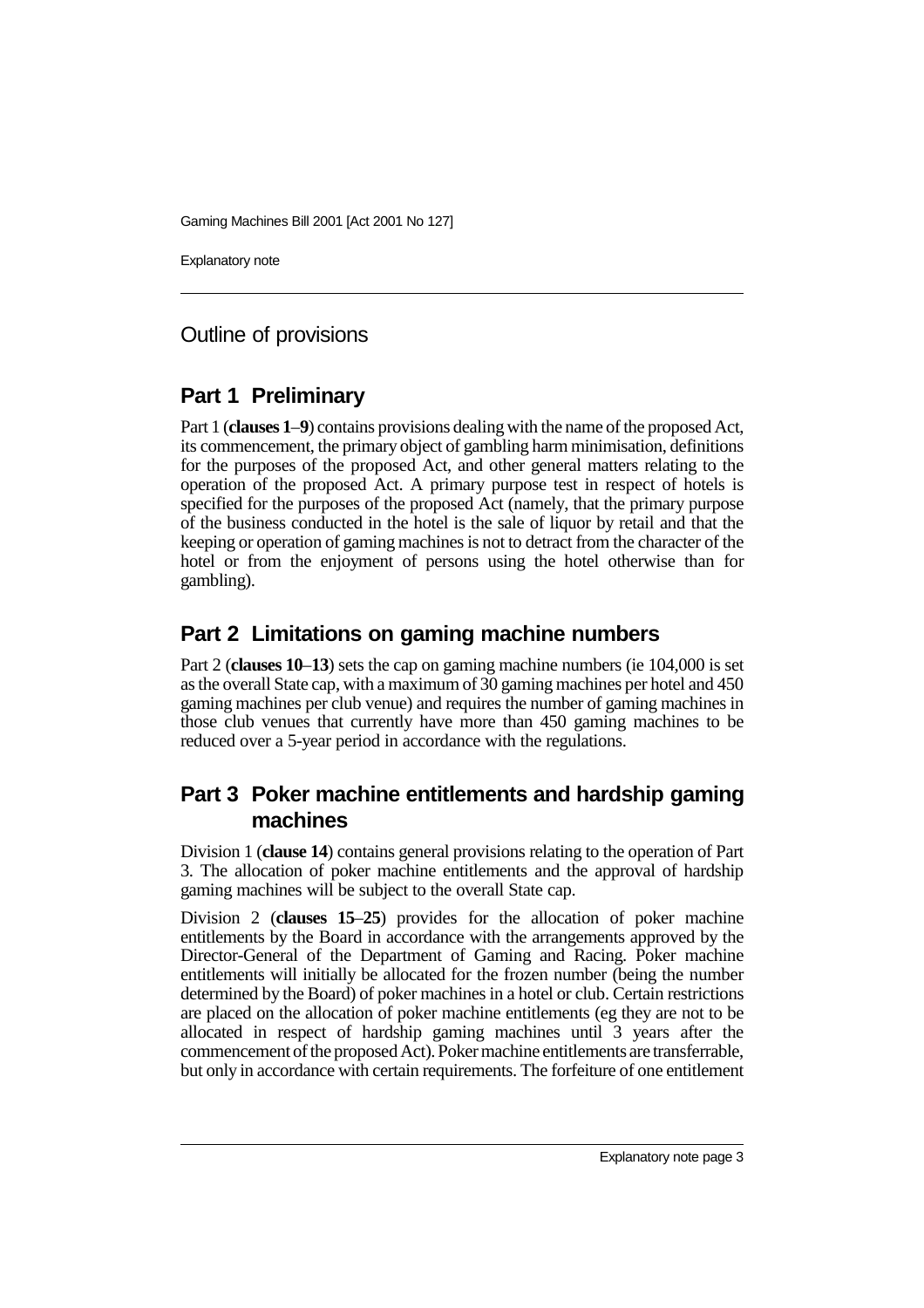## Outline of provisions

### Part 1 Preliminary

Part 1 (**clauses 1**–**9**) contains provisions dealing with the name of the proposed Act, its commencement, the primary object of gambling harm minimisation, definitions for the purposes of the proposed Act, and other general matters relating to the operation of the proposed Act. A primary purpose test in respect of hotels is specified for the purposes of the proposed Act (namely, that the primary purpose of the business conducted in the hotel is the sale of liquor by retail and that the keeping or operation of gaming machines is not to detract from the character of the hotel or from the enjoyment of persons using the hotel otherwise than for gambling).

### Part 2 Limitations on gaming machine numbers

Part 2 (**clauses 10**–**13**) sets the cap on gaming machine numbers (ie 104,000 is set as the overall State cap, with a maximum of 30 gaming machines per hotel and 450 gaming machines per club venue) and requires the number of gaming machines in those club venues that currently have more than 450 gaming machines to be reduced over a 5-year period in accordance with the regulations.

### Part 3 Poker machine entitlements and hardship gaming machines

Division 1 (**clause 14**) contains general provisions relating to the operation of Part 3. The allocation of poker machine entitlements and the approval of hardship gaming machines will be subject to the overall State cap.

Division 2 (**clauses 15**–**25**) provides for the allocation of poker machine entitlements by the Board in accordance with the arrangements approved by the Director-General of the Department of Gaming and Racing. Poker machine entitlements will initially be allocated for the frozen number (being the number determined by the Board) of poker machines in a hotel or club. Certain restrictions are placed on the allocation of poker machine entitlements (eg they are not to be allocated in respect of hardship gaming machines until 3 years after the commencement of the proposed Act). Poker machine entitlements are transferrable, but only in accordance with certain requirements. The forfeiture of one entitlement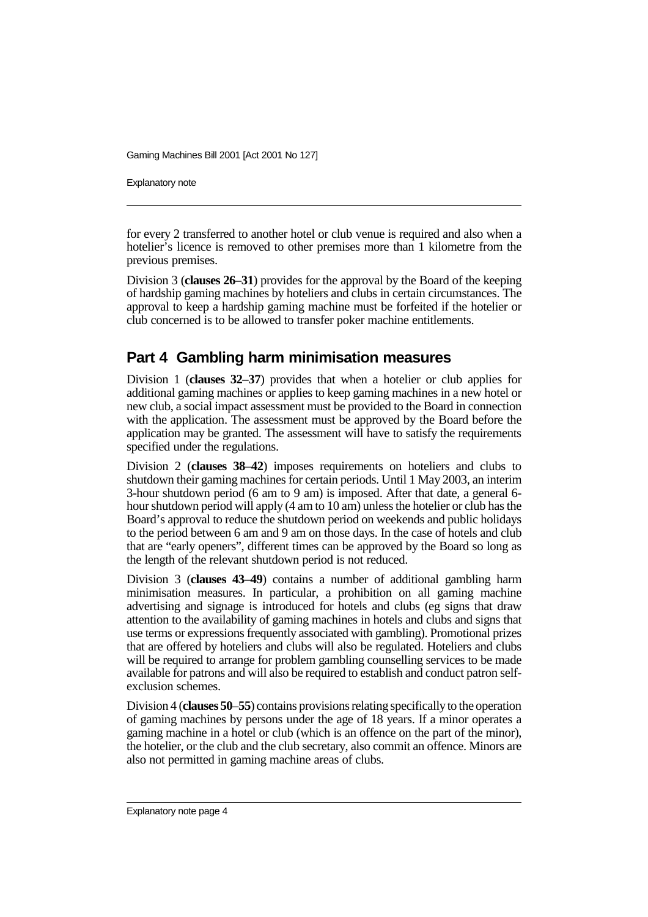for every 2 transferred to another hotel or club venue is required and also when a hotelier's licence is removed to other premises more than 1 kilometre from the previous premises.

Division 3 (**clauses 26**–**31**) provides for the approval by the Board of the keeping of hardship gaming machines by hoteliers and clubs in certain circumstances. The approval to keep a hardship gaming machine must be forfeited if the hotelier or club concerned is to be allowed to transfer poker machine entitlements.

## Part 4 Gambling harm minimisation measures

Division 1 (**clauses 32**–**37**) provides that when a hotelier or club applies for additional gaming machines or applies to keep gaming machines in a new hotel or new club, a social impact assessment must be provided to the Board in connection with the application. The assessment must be approved by the Board before the application may be granted. The assessment will have to satisfy the requirements specified under the regulations.

Division 2 (**clauses 38**–**42**) imposes requirements on hoteliers and clubs to shutdown their gaming machines for certain periods. Until 1 May 2003, an interim 3-hour shutdown period (6 am to 9 am) is imposed. After that date, a general 6-hour shutdown period will apply (4 am to 10 am) unless the hotelier or club has the Board's approval to reduce the shutdown period on weekends and public holidays to the period between 6 am and 9 am on those days. In the case of hotels and club that are "early openers", different times can be approved by the Board so long as the length of the relevant shutdown period is not reduced.

Division 3 (**clauses 43**–**49**) contains a number of additional gambling harm minimisation measures. In particular, a prohibition on all gaming machine advertising and signage is introduced for hotels and clubs (eg signs that draw attention to the availability of gaming machines in hotels and clubs and signs that use terms or expressions frequently associated with gambling). Promotional prizes that are offered by hoteliers and clubs will also be regulated. Hoteliers and clubs will be required to arrange for problem gambling counselling services to be made available for patrons and will also be required to establish and conduct patron self-exclusion schemes.

Division 4 (**clauses 50**–**55**) contains provisions relating specifically to the operation of gaming machines by persons under the age of 18 years. If a minor operates a gaming machine in a hotel or club (which is an offence on the part of the minor), the hotelier, or the club and the club secretary, also commit an offence. Minors are also not permitted in gaming machine areas of clubs.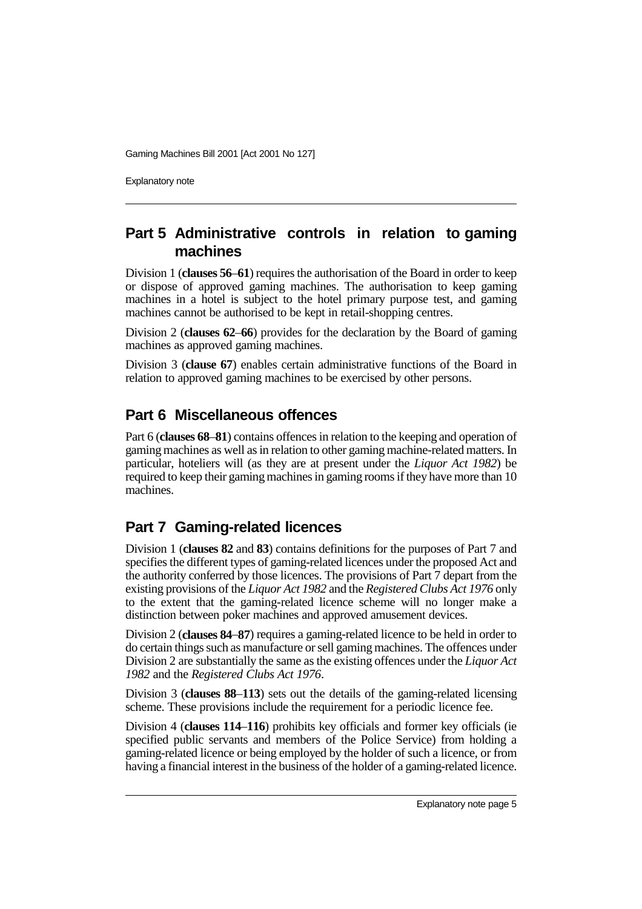## Part 5 Administrative controls in relation to gaming machines

Division 1 (**clauses 56**–**61**) requires the authorisation of the Board in order to keep or dispose of approved gaming machines. The authorisation to keep gaming machines in a hotel is subject to the hotel primary purpose test, and gaming machines cannot be authorised to be kept in retail-shopping centres.

Division 2 (**clauses 62**–**66**) provides for the declaration by the Board of gaming machines as approved gaming machines.

Division 3 (**clause 67**) enables certain administrative functions of the Board in relation to approved gaming machines to be exercised by other persons.

## Part 6 Miscellaneous offences

Part 6 (**clauses 68**–**81**) contains offences in relation to the keeping and operation of gaming machines as well as in relation to other gaming machine-related matters. In particular, hoteliers will (as they are at present under the *Liquor Act 1982*) be required to keep their gaming machines in gaming rooms if they have more than 10 machines.

## Part 7 Gaming-related licences

Division 1 (**clauses 82** and **83**) contains definitions for the purposes of Part 7 and specifies the different types of gaming-related licences under the proposed Act and the authority conferred by those licences. The provisions of Part 7 depart from the existing provisions of the *Liquor Act 1982* and the *Registered Clubs Act 1976* only to the extent that the gaming-related licence scheme will no longer make a distinction between poker machines and approved amusement devices.

Division 2 (**clauses 84**–**87**) requires a gaming-related licence to be held in order to do certain things such as manufacture or sell gaming machines. The offences under Division 2 are substantially the same as the existing offences under the *Liquor Act 1982* and the *Registered Clubs Act 1976*.

Division 3 (**clauses 88**–**113**) sets out the details of the gaming-related licensing scheme. These provisions include the requirement for a periodic licence fee.

Division 4 (**clauses 114**–**116**) prohibits key officials and former key officials (ie specified public servants and members of the Police Service) from holding a gaming-related licence or being employed by the holder of such a licence, or from having a financial interest in the business of the holder of a gaming-related licence.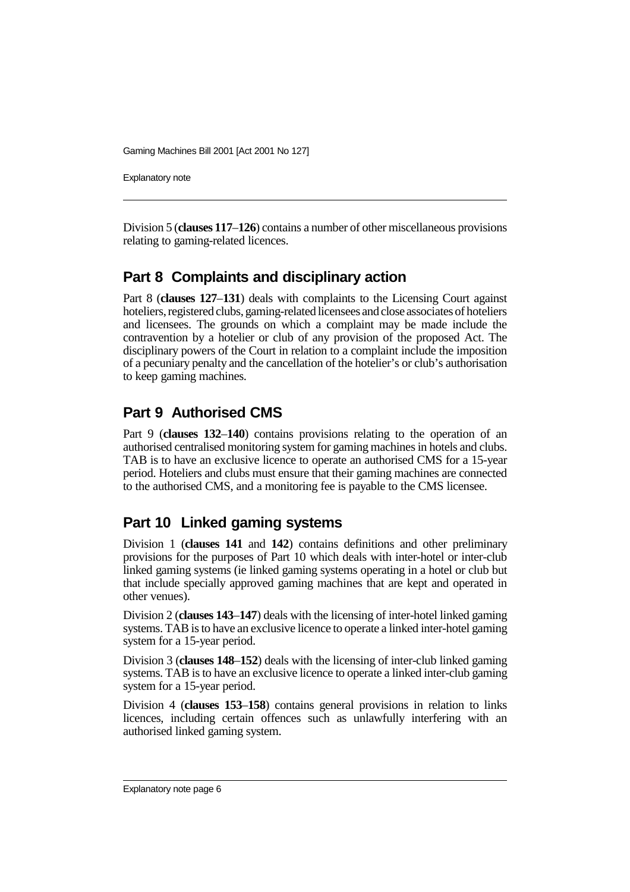Division 5 (**clauses 117**–**126**) contains a number of other miscellaneous provisions relating to gaming-related licences.

## Part 8 Complaints and disciplinary action

Part 8 (**clauses 127**–**131**) deals with complaints to the Licensing Court against hoteliers, registered clubs, gaming-related licensees and close associates of hoteliers and licensees. The grounds on which a complaint may be made include the contravention by a hotelier or club of any provision of the proposed Act. The disciplinary powers of the Court in relation to a complaint include the imposition of a pecuniary penalty and the cancellation of the hotelier's or club's authorisation to keep gaming machines.

## Part 9 Authorised CMS

Part 9 (**clauses 132**–**140**) contains provisions relating to the operation of an authorised centralised monitoring system for gaming machines in hotels and clubs. TAB is to have an exclusive licence to operate an authorised CMS for a 15-year period. Hoteliers and clubs must ensure that their gaming machines are connected to the authorised CMS, and a monitoring fee is payable to the CMS licensee.

## Part 10 Linked gaming systems

Division 1 (**clauses 141** and **142**) contains definitions and other preliminary provisions for the purposes of Part 10 which deals with inter-hotel or inter-club linked gaming systems (ie linked gaming systems operating in a hotel or club but that include specially approved gaming machines that are kept and operated in other venues).

Division 2 (**clauses 143**–**147**) deals with the licensing of inter-hotel linked gaming systems. TAB is to have an exclusive licence to operate a linked inter-hotel gaming system for a 15-year period.

Division 3 (**clauses 148**–**152**) deals with the licensing of inter-club linked gaming systems. TAB is to have an exclusive licence to operate a linked inter-club gaming system for a 15-year period.

Division 4 (**clauses 153**–**158**) contains general provisions in relation to links licences, including certain offences such as unlawfully interfering with an authorised linked gaming system.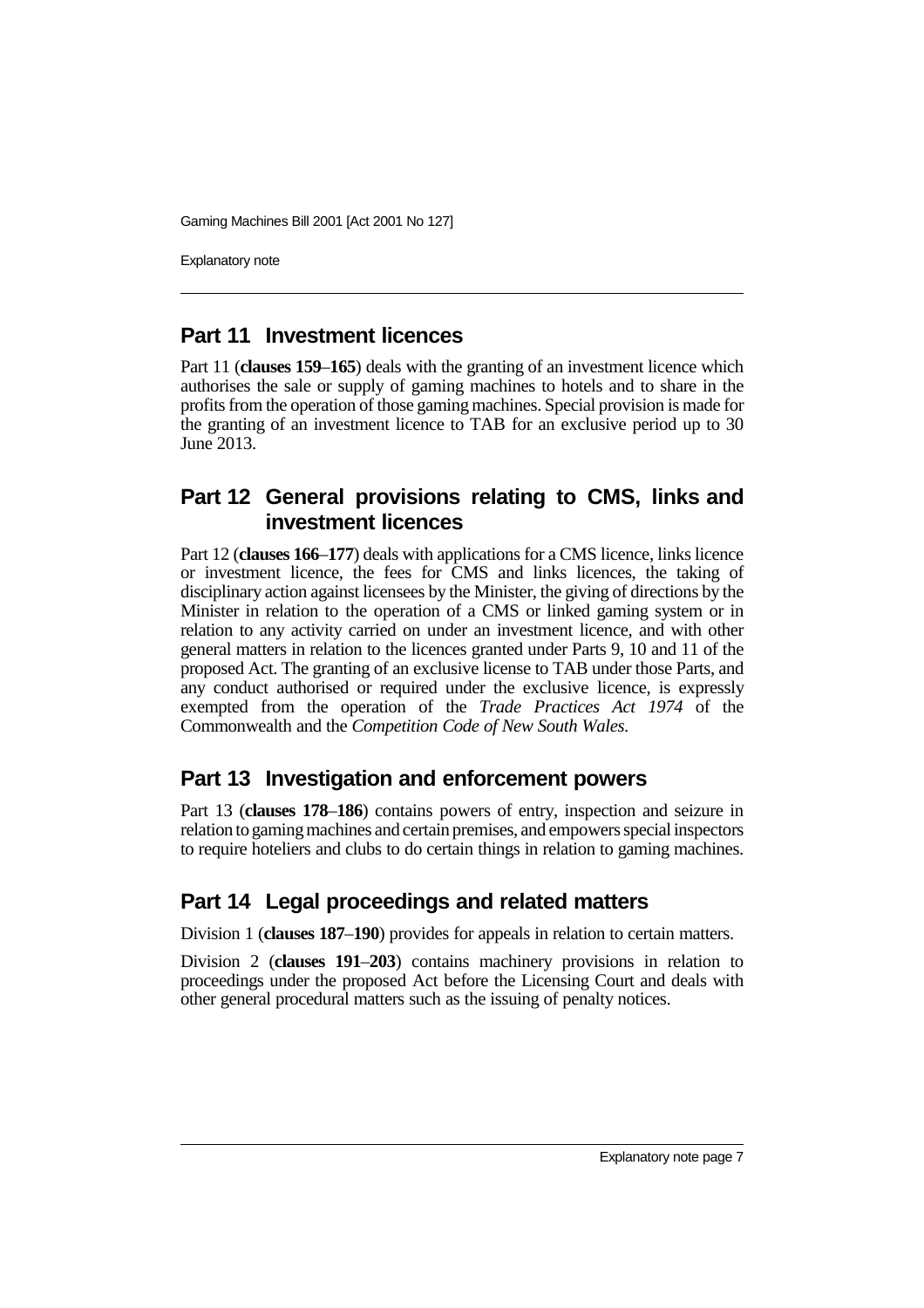## Part 11 Investment licences

Part 11 (**clauses 159**–**165**) deals with the granting of an investment licence which authorises the sale or supply of gaming machines to hotels and to share in the profits from the operation of those gaming machines. Special provision is made for the granting of an investment licence to TAB for an exclusive period up to 30 June 2013.

## Part 12 General provisions relating to CMS, links and investment licences

Part 12 (**clauses 166**–**177**) deals with applications for a CMS licence, links licence or investment licence, the fees for CMS and links licences, the taking of disciplinary action against licensees by the Minister, the giving of directions by the Minister in relation to the operation of a CMS or linked gaming system or in relation to any activity carried on under an investment licence, and with other general matters in relation to the licences granted under Parts 9, 10 and 11 of the proposed Act. The granting of an exclusive license to TAB under those Parts, and any conduct authorised or required under the exclusive licence, is expressly exempted from the operation of the *Trade Practices Act 1974* of the Commonwealth and the *Competition Code of New South Wales*.

## Part 13 Investigation and enforcement powers

Part 13 (**clauses 178**–**186**) contains powers of entry, inspection and seizure in relation to gaming machines and certain premises, and empowers special inspectors to require hoteliers and clubs to do certain things in relation to gaming machines.

## Part 14 Legal proceedings and related matters

Division 1 (**clauses 187**–**190**) provides for appeals in relation to certain matters.

Division 2 (**clauses 191**–**203**) contains machinery provisions in relation to proceedings under the proposed Act before the Licensing Court and deals with other general procedural matters such as the issuing of penalty notices.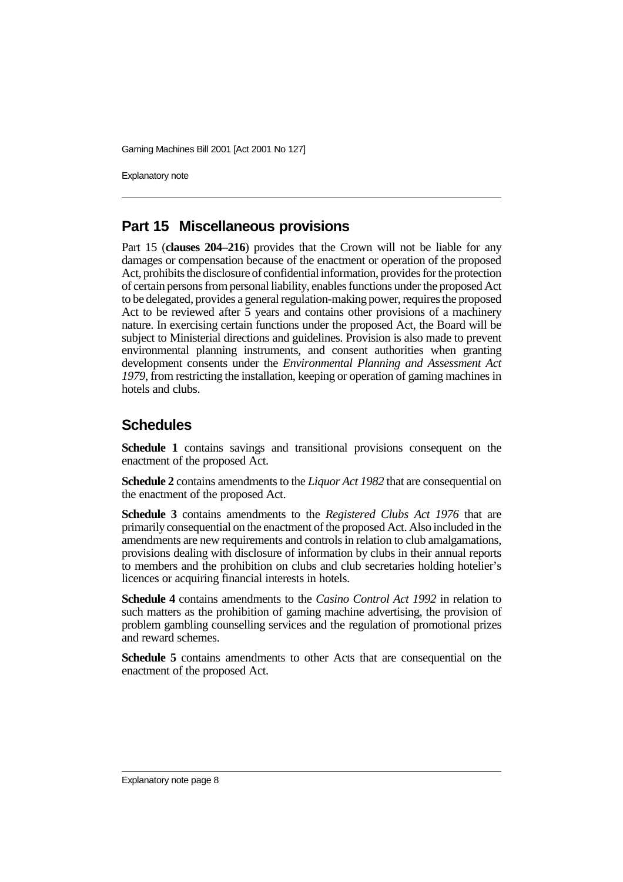## Part 15 Miscellaneous provisions

Part 15 (**clauses 204**–**216**) provides that the Crown will not be liable for any damages or compensation because of the enactment or operation of the proposed Act, prohibits the disclosure of confidential information, provides for the protection of certain persons from personal liability, enables functions under the proposed Act to be delegated, provides a general regulation-making power, requires the proposed Act to be reviewed after 5 years and contains other provisions of a machinery nature. In exercising certain functions under the proposed Act, the Board will be subject to Ministerial directions and guidelines. Provision is also made to prevent environmental planning instruments, and consent authorities when granting development consents under the *Environmental Planning and Assessment Act 1979*, from restricting the installation, keeping or operation of gaming machines in hotels and clubs.

## Schedules

**Schedule 1** contains savings and transitional provisions consequent on the enactment of the proposed Act.

**Schedule 2** contains amendments to the *Liquor Act 1982* that are consequential on the enactment of the proposed Act.

**Schedule 3** contains amendments to the *Registered Clubs Act 1976* that are primarily consequential on the enactment of the proposed Act. Also included in the amendments are new requirements and controls in relation to club amalgamations, provisions dealing with disclosure of information by clubs in their annual reports to members and the prohibition on clubs and club secretaries holding hotelier's licences or acquiring financial interests in hotels.

**Schedule 4** contains amendments to the *Casino Control Act 1992* in relation to such matters as the prohibition of gaming machine advertising, the provision of problem gambling counselling services and the regulation of promotional prizes and reward schemes.

**Schedule 5** contains amendments to other Acts that are consequential on the enactment of the proposed Act.